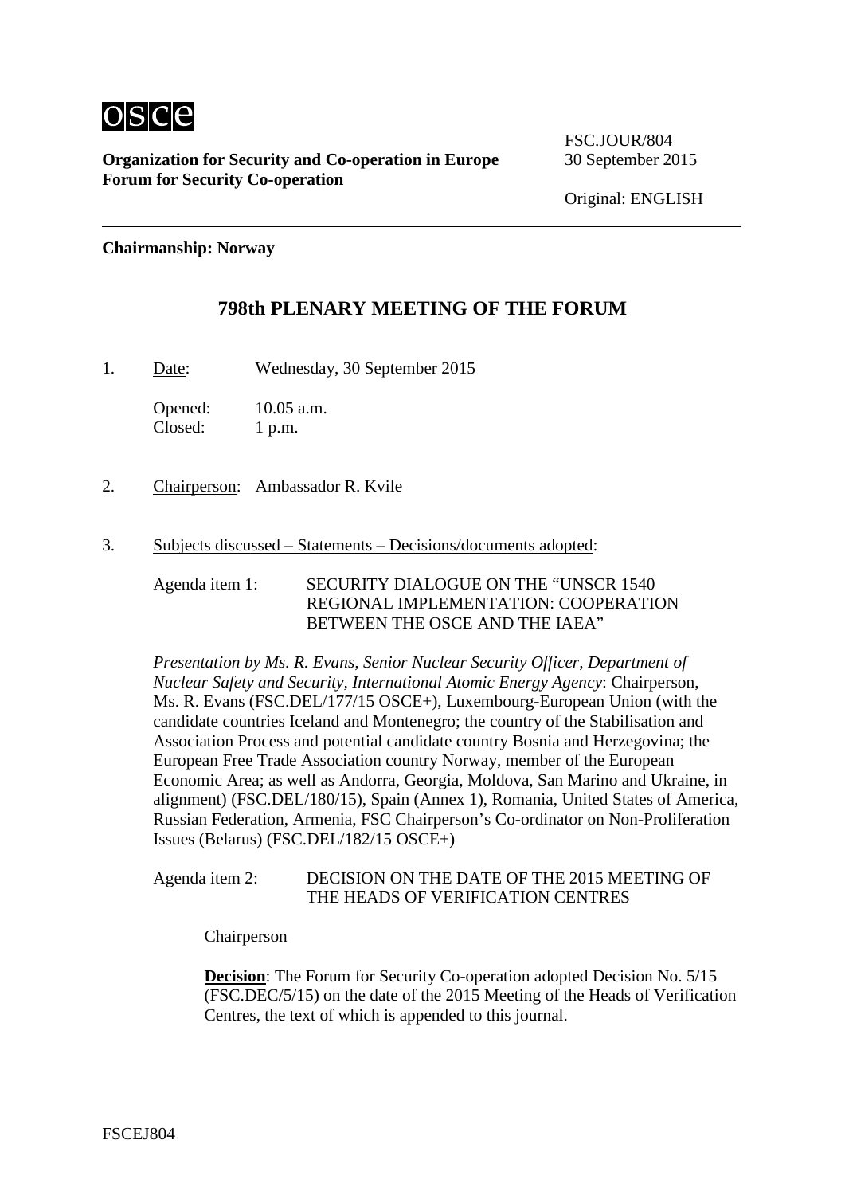**osce**

**Organization for Security and Co-operation in Europe**
**Forum for Security Co-operation**

FSC.JOUR/804
30 September 2015

Original: ENGLISH

**Chairmanship: Norway**

## 798th PLENARY MEETING OF THE FORUM

1. Date: Wednesday, 30 September 2015

   Opened: 10.05 a.m.
   Closed: 1 p.m.

2. Chairperson: Ambassador R. Kvile

3. Subjects discussed – Statements – Decisions/documents adopted:

   Agenda item 1: SECURITY DIALOGUE ON THE "UNSCR 1540 REGIONAL IMPLEMENTATION: COOPERATION BETWEEN THE OSCE AND THE IAEA"

   *Presentation by Ms. R. Evans, Senior Nuclear Security Officer, Department of Nuclear Safety and Security, International Atomic Energy Agency*: Chairperson, Ms. R. Evans (FSC.DEL/177/15 OSCE+), Luxembourg-European Union (with the candidate countries Iceland and Montenegro; the country of the Stabilisation and Association Process and potential candidate country Bosnia and Herzegovina; the European Free Trade Association country Norway, member of the European Economic Area; as well as Andorra, Georgia, Moldova, San Marino and Ukraine, in alignment) (FSC.DEL/180/15), Spain (Annex 1), Romania, United States of America, Russian Federation, Armenia, FSC Chairperson's Co-ordinator on Non-Proliferation Issues (Belarus) (FSC.DEL/182/15 OSCE+)

   Agenda item 2: DECISION ON THE DATE OF THE 2015 MEETING OF THE HEADS OF VERIFICATION CENTRES

   Chairperson

   **Decision**: The Forum for Security Co-operation adopted Decision No. 5/15 (FSC.DEC/5/15) on the date of the 2015 Meeting of the Heads of Verification Centres, the text of which is appended to this journal.

FSCEJ804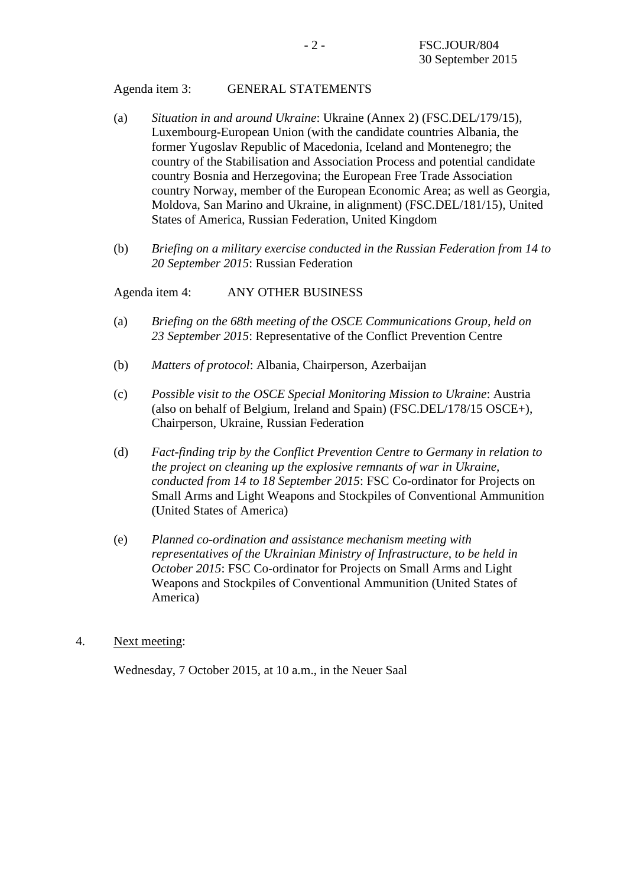Agenda item 3: GENERAL STATEMENTS

(a) *Situation in and around Ukraine*: Ukraine (Annex 2) (FSC.DEL/179/15), Luxembourg-European Union (with the candidate countries Albania, the former Yugoslav Republic of Macedonia, Iceland and Montenegro; the country of the Stabilisation and Association Process and potential candidate country Bosnia and Herzegovina; the European Free Trade Association country Norway, member of the European Economic Area; as well as Georgia, Moldova, San Marino and Ukraine, in alignment) (FSC.DEL/181/15), United States of America, Russian Federation, United Kingdom

(b) *Briefing on a military exercise conducted in the Russian Federation from 14 to 20 September 2015*: Russian Federation

Agenda item 4: ANY OTHER BUSINESS

(a) *Briefing on the 68th meeting of the OSCE Communications Group, held on 23 September 2015*: Representative of the Conflict Prevention Centre

(b) *Matters of protocol*: Albania, Chairperson, Azerbaijan

(c) *Possible visit to the OSCE Special Monitoring Mission to Ukraine*: Austria (also on behalf of Belgium, Ireland and Spain) (FSC.DEL/178/15 OSCE+), Chairperson, Ukraine, Russian Federation

(d) *Fact-finding trip by the Conflict Prevention Centre to Germany in relation to the project on cleaning up the explosive remnants of war in Ukraine, conducted from 14 to 18 September 2015*: FSC Co-ordinator for Projects on Small Arms and Light Weapons and Stockpiles of Conventional Ammunition (United States of America)

(e) *Planned co-ordination and assistance mechanism meeting with representatives of the Ukrainian Ministry of Infrastructure, to be held in October 2015*: FSC Co-ordinator for Projects on Small Arms and Light Weapons and Stockpiles of Conventional Ammunition (United States of America)

4. Next meeting:

Wednesday, 7 October 2015, at 10 a.m., in the Neuer Saal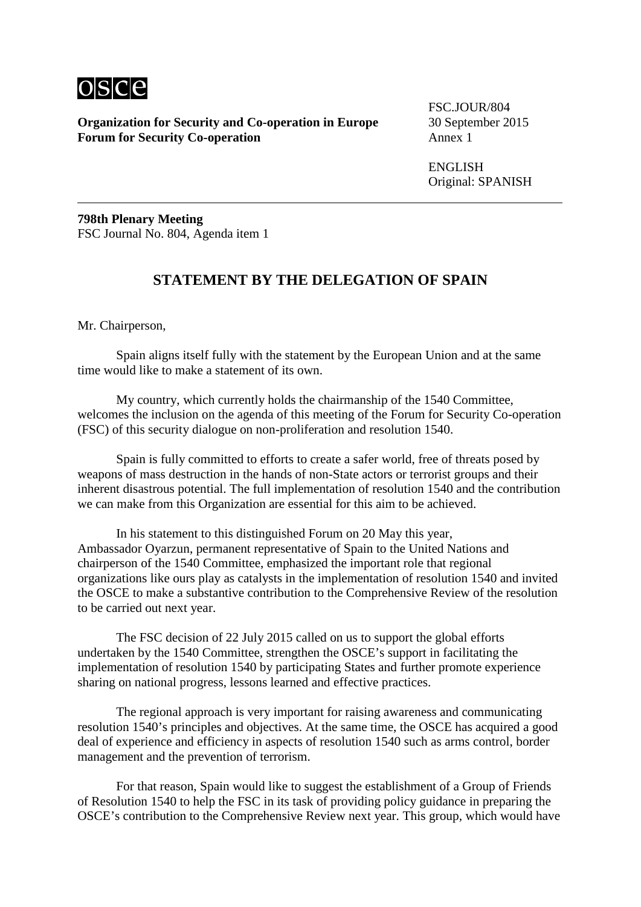**Organization for Security and Co-operation in Europe**
**Forum for Security Co-operation**

FSC.JOUR/804
30 September 2015
Annex 1

ENGLISH
Original: SPANISH

**798th Plenary Meeting**
FSC Journal No. 804, Agenda item 1

## STATEMENT BY THE DELEGATION OF SPAIN

Mr. Chairperson,

Spain aligns itself fully with the statement by the European Union and at the same time would like to make a statement of its own.

My country, which currently holds the chairmanship of the 1540 Committee, welcomes the inclusion on the agenda of this meeting of the Forum for Security Co-operation (FSC) of this security dialogue on non-proliferation and resolution 1540.

Spain is fully committed to efforts to create a safer world, free of threats posed by weapons of mass destruction in the hands of non-State actors or terrorist groups and their inherent disastrous potential. The full implementation of resolution 1540 and the contribution we can make from this Organization are essential for this aim to be achieved.

In his statement to this distinguished Forum on 20 May this year, Ambassador Oyarzun, permanent representative of Spain to the United Nations and chairperson of the 1540 Committee, emphasized the important role that regional organizations like ours play as catalysts in the implementation of resolution 1540 and invited the OSCE to make a substantive contribution to the Comprehensive Review of the resolution to be carried out next year.

The FSC decision of 22 July 2015 called on us to support the global efforts undertaken by the 1540 Committee, strengthen the OSCE's support in facilitating the implementation of resolution 1540 by participating States and further promote experience sharing on national progress, lessons learned and effective practices.

The regional approach is very important for raising awareness and communicating resolution 1540's principles and objectives. At the same time, the OSCE has acquired a good deal of experience and efficiency in aspects of resolution 1540 such as arms control, border management and the prevention of terrorism.

For that reason, Spain would like to suggest the establishment of a Group of Friends of Resolution 1540 to help the FSC in its task of providing policy guidance in preparing the OSCE's contribution to the Comprehensive Review next year. This group, which would have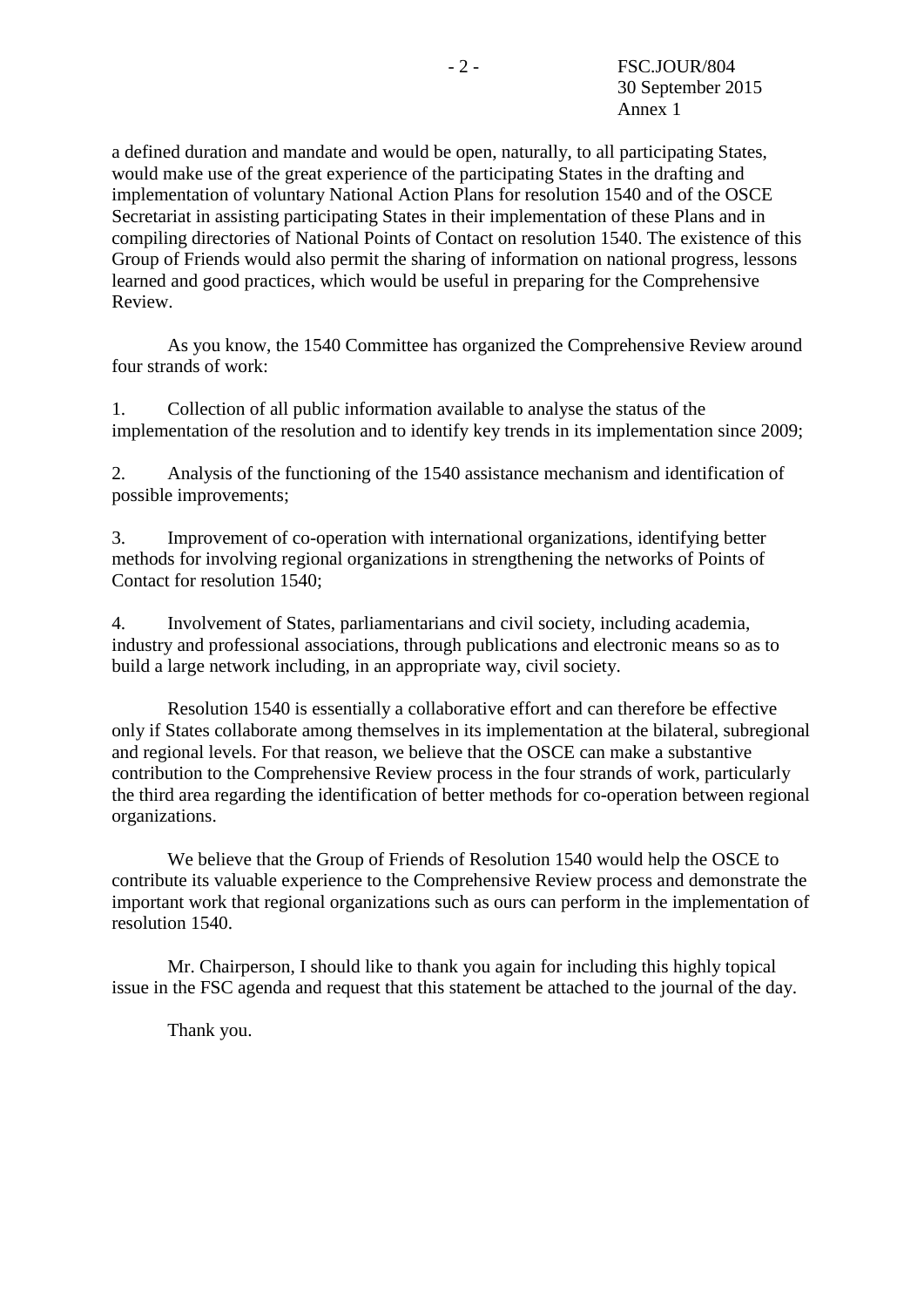a defined duration and mandate and would be open, naturally, to all participating States, would make use of the great experience of the participating States in the drafting and implementation of voluntary National Action Plans for resolution 1540 and of the OSCE Secretariat in assisting participating States in their implementation of these Plans and in compiling directories of National Points of Contact on resolution 1540. The existence of this Group of Friends would also permit the sharing of information on national progress, lessons learned and good practices, which would be useful in preparing for the Comprehensive Review.

As you know, the 1540 Committee has organized the Comprehensive Review around four strands of work:

1. Collection of all public information available to analyse the status of the implementation of the resolution and to identify key trends in its implementation since 2009;

2. Analysis of the functioning of the 1540 assistance mechanism and identification of possible improvements;

3. Improvement of co-operation with international organizations, identifying better methods for involving regional organizations in strengthening the networks of Points of Contact for resolution 1540;

4. Involvement of States, parliamentarians and civil society, including academia, industry and professional associations, through publications and electronic means so as to build a large network including, in an appropriate way, civil society.

Resolution 1540 is essentially a collaborative effort and can therefore be effective only if States collaborate among themselves in its implementation at the bilateral, subregional and regional levels. For that reason, we believe that the OSCE can make a substantive contribution to the Comprehensive Review process in the four strands of work, particularly the third area regarding the identification of better methods for co-operation between regional organizations.

We believe that the Group of Friends of Resolution 1540 would help the OSCE to contribute its valuable experience to the Comprehensive Review process and demonstrate the important work that regional organizations such as ours can perform in the implementation of resolution 1540.

Mr. Chairperson, I should like to thank you again for including this highly topical issue in the FSC agenda and request that this statement be attached to the journal of the day.

Thank you.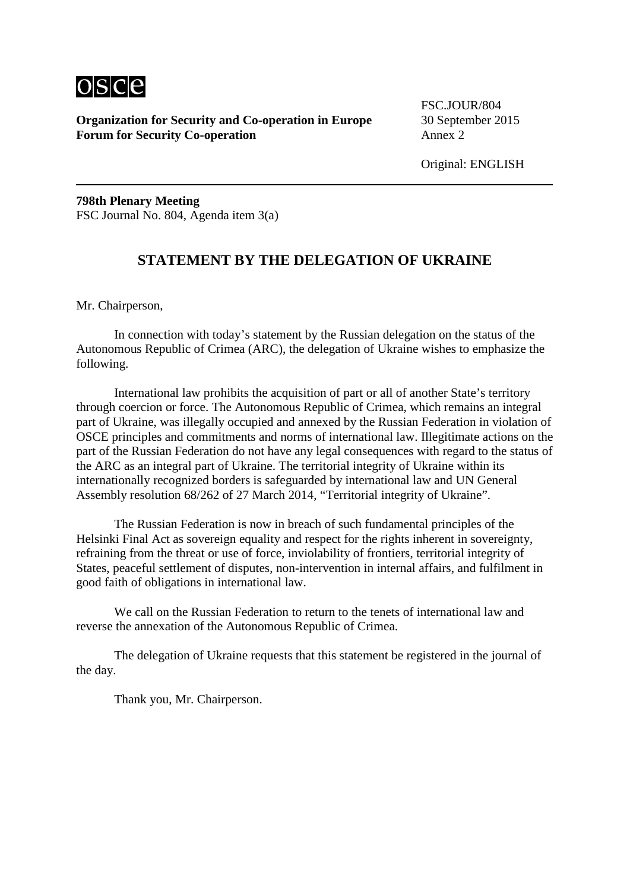**Organization for Security and Co-operation in Europe**
**Forum for Security Co-operation**

FSC.JOUR/804
30 September 2015
Annex 2

Original: ENGLISH

---

**798th Plenary Meeting**
FSC Journal No. 804, Agenda item 3(a)

## STATEMENT BY THE DELEGATION OF UKRAINE

Mr. Chairperson,

In connection with today's statement by the Russian delegation on the status of the Autonomous Republic of Crimea (ARC), the delegation of Ukraine wishes to emphasize the following.

International law prohibits the acquisition of part or all of another State's territory through coercion or force. The Autonomous Republic of Crimea, which remains an integral part of Ukraine, was illegally occupied and annexed by the Russian Federation in violation of OSCE principles and commitments and norms of international law. Illegitimate actions on the part of the Russian Federation do not have any legal consequences with regard to the status of the ARC as an integral part of Ukraine. The territorial integrity of Ukraine within its internationally recognized borders is safeguarded by international law and UN General Assembly resolution 68/262 of 27 March 2014, "Territorial integrity of Ukraine".

The Russian Federation is now in breach of such fundamental principles of the Helsinki Final Act as sovereign equality and respect for the rights inherent in sovereignty, refraining from the threat or use of force, inviolability of frontiers, territorial integrity of States, peaceful settlement of disputes, non-intervention in internal affairs, and fulfilment in good faith of obligations in international law.

We call on the Russian Federation to return to the tenets of international law and reverse the annexation of the Autonomous Republic of Crimea.

The delegation of Ukraine requests that this statement be registered in the journal of the day.

Thank you, Mr. Chairperson.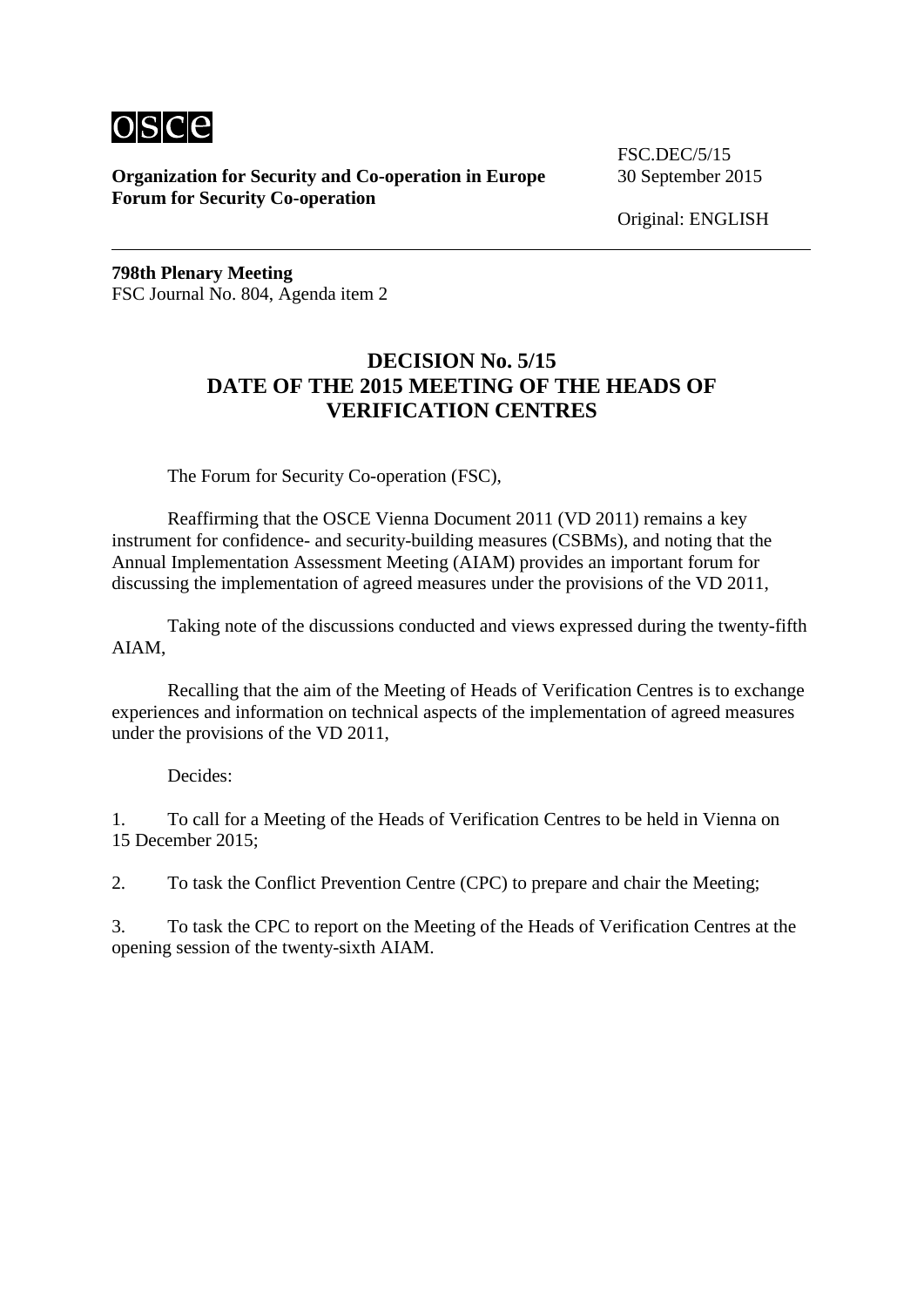osce

**Organization for Security and Co-operation in Europe**
**Forum for Security Co-operation**

FSC.DEC/5/15
30 September 2015

Original: ENGLISH

---

**798th Plenary Meeting**
FSC Journal No. 804, Agenda item 2

## DECISION No. 5/15
## DATE OF THE 2015 MEETING OF THE HEADS OF VERIFICATION CENTRES

The Forum for Security Co-operation (FSC),

Reaffirming that the OSCE Vienna Document 2011 (VD 2011) remains a key instrument for confidence- and security-building measures (CSBMs), and noting that the Annual Implementation Assessment Meeting (AIAM) provides an important forum for discussing the implementation of agreed measures under the provisions of the VD 2011,

Taking note of the discussions conducted and views expressed during the twenty-fifth AIAM,

Recalling that the aim of the Meeting of Heads of Verification Centres is to exchange experiences and information on technical aspects of the implementation of agreed measures under the provisions of the VD 2011,

Decides:

1. To call for a Meeting of the Heads of Verification Centres to be held in Vienna on 15 December 2015;

2. To task the Conflict Prevention Centre (CPC) to prepare and chair the Meeting;

3. To task the CPC to report on the Meeting of the Heads of Verification Centres at the opening session of the twenty-sixth AIAM.